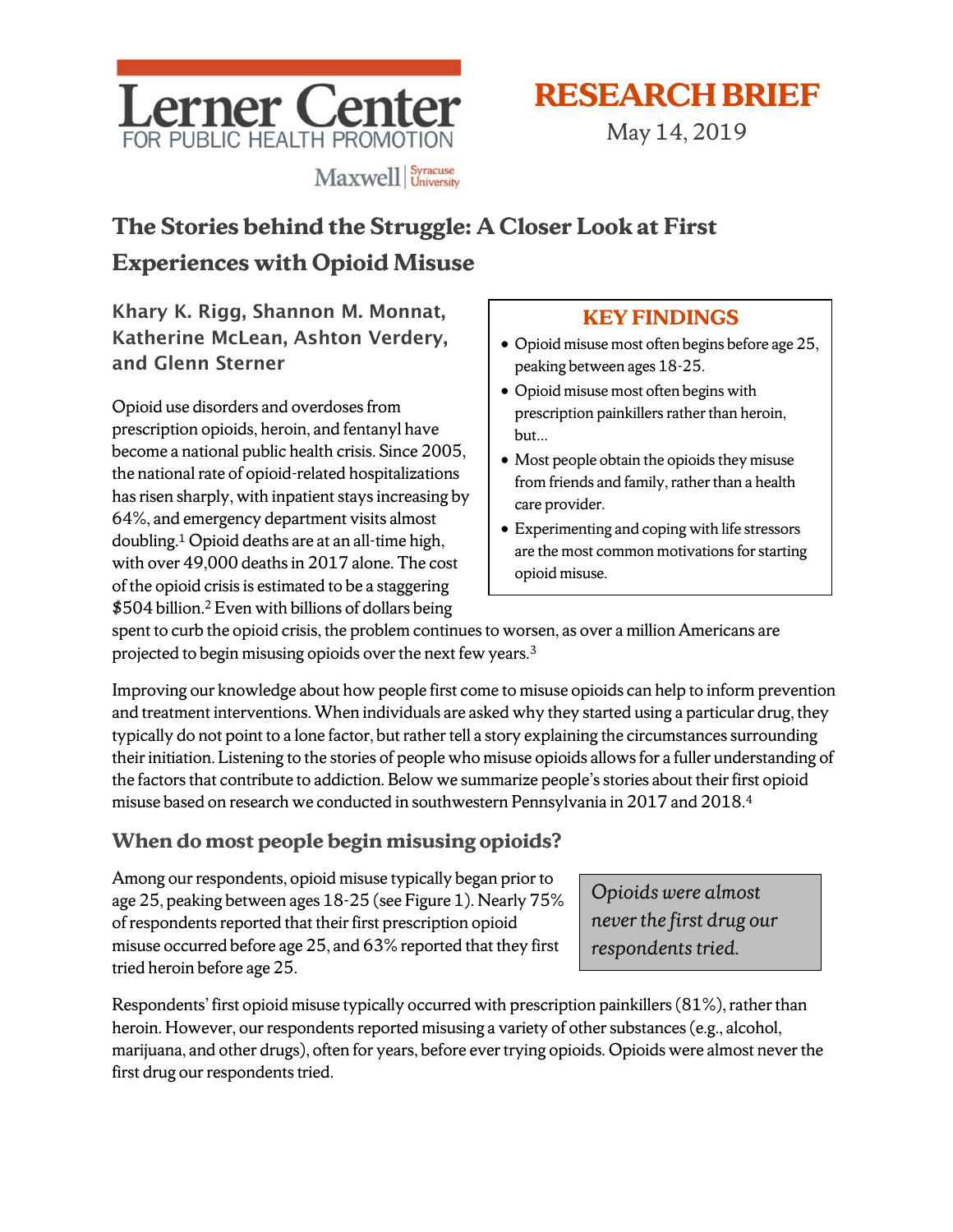Lerner Center
FOR PUBLIC HEALTH PROMOTION
Maxwell | Syracuse University

**RESEARCH BRIEF**
May 14, 2019

# The Stories behind the Struggle: A Closer Look at First Experiences with Opioid Misuse

**Khary K. Rigg, Shannon M. Monnat, Katherine McLean, Ashton Verdery, and Glenn Sterner**

> **KEY FINDINGS**
> - Opioid misuse most often begins before age 25, peaking between ages 18-25.
> - Opioid misuse most often begins with prescription painkillers rather than heroin, but...
> - Most people obtain the opioids they misuse from friends and family, rather than a health care provider.
> - Experimenting and coping with life stressors are the most common motivations for starting opioid misuse.

Opioid use disorders and overdoses from prescription opioids, heroin, and fentanyl have become a national public health crisis. Since 2005, the national rate of opioid-related hospitalizations has risen sharply, with inpatient stays increasing by 64%, and emergency department visits almost doubling.[1] Opioid deaths are at an all-time high, with over 49,000 deaths in 2017 alone. The cost of the opioid crisis is estimated to be a staggering $504 billion.[2] Even with billions of dollars being spent to curb the opioid crisis, the problem continues to worsen, as over a million Americans are projected to begin misusing opioids over the next few years.[3]

Improving our knowledge about how people first come to misuse opioids can help to inform prevention and treatment interventions. When individuals are asked why they started using a particular drug, they typically do not point to a lone factor, but rather tell a story explaining the circumstances surrounding their initiation. Listening to the stories of people who misuse opioids allows for a fuller understanding of the factors that contribute to addiction. Below we summarize people's stories about their first opioid misuse based on research we conducted in southwestern Pennsylvania in 2017 and 2018.[4]

## When do most people begin misusing opioids?

Among our respondents, opioid misuse typically began prior to age 25, peaking between ages 18-25 (see Figure 1). Nearly 75% of respondents reported that their first prescription opioid misuse occurred before age 25, and 63% reported that they first tried heroin before age 25.

> *Opioids were almost never the first drug our respondents tried.*

Respondents' first opioid misuse typically occurred with prescription painkillers (81%), rather than heroin. However, our respondents reported misusing a variety of other substances (e.g., alcohol, marijuana, and other drugs), often for years, before ever trying opioids. Opioids were almost never the first drug our respondents tried.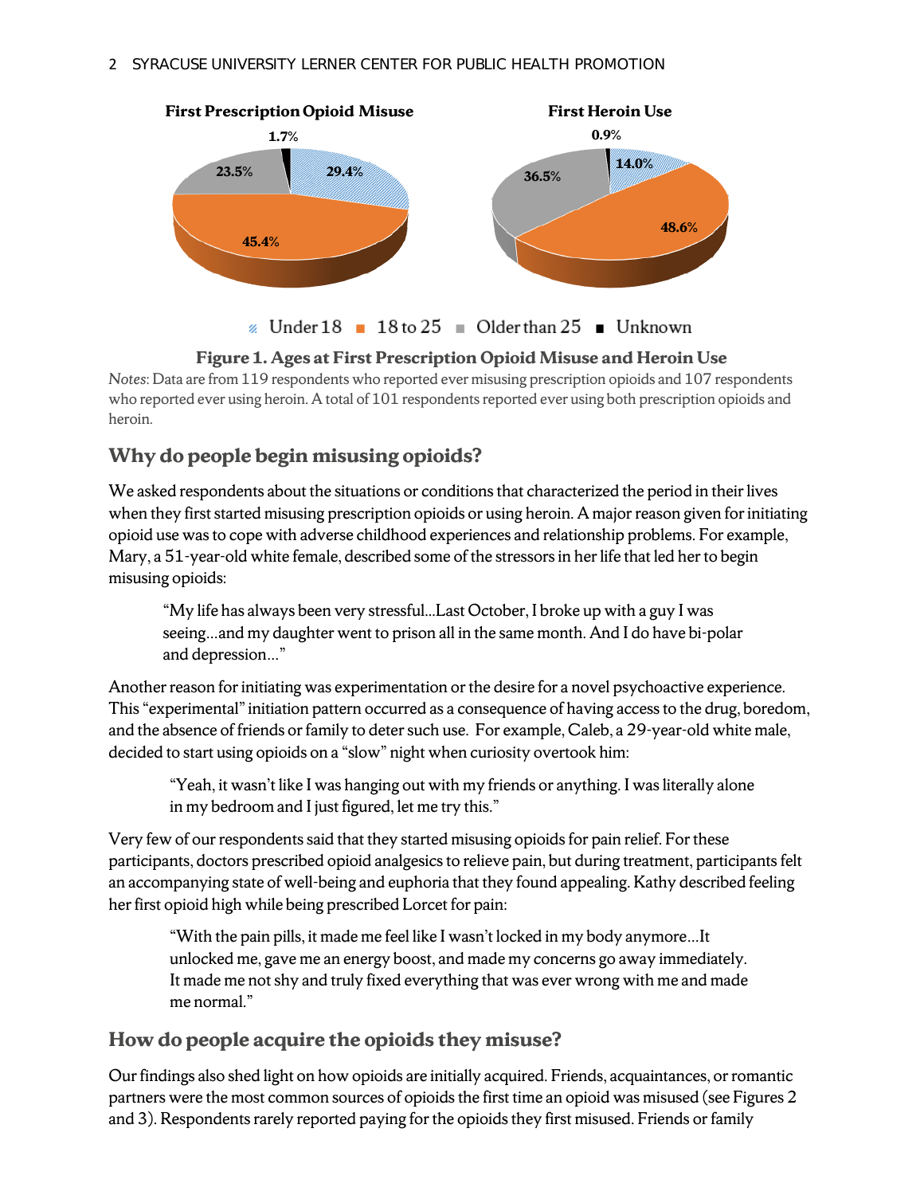**First Prescription Opioid Misuse**

**First Heroin Use**

Under 18 · 18 to 25 · Older than 25 · Unknown

| Age | First Prescription Opioid Misuse | First Heroin Use |
|---|---|---|
| Under 18 | 29.4% | 14.0% |
| 18 to 25 | 45.4% | 48.6% |
| Older than 25 | 23.5% | 36.5% |
| Unknown | 1.7% | 0.9% |

**Figure 1. Ages at First Prescription Opioid Misuse and Heroin Use**

*Notes*: Data are from 119 respondents who reported ever misusing prescription opioids and 107 respondents who reported ever using heroin. A total of 101 respondents reported ever using both prescription opioids and heroin.

## Why do people begin misusing opioids?

We asked respondents about the situations or conditions that characterized the period in their lives when they first started misusing prescription opioids or using heroin. A major reason given for initiating opioid use was to cope with adverse childhood experiences and relationship problems. For example, Mary, a 51-year-old white female, described some of the stressors in her life that led her to begin misusing opioids:

> "My life has always been very stressful...Last October, I broke up with a guy I was seeing...and my daughter went to prison all in the same month. And I do have bi-polar and depression..."

Another reason for initiating was experimentation or the desire for a novel psychoactive experience. This "experimental" initiation pattern occurred as a consequence of having access to the drug, boredom, and the absence of friends or family to deter such use. For example, Caleb, a 29-year-old white male, decided to start using opioids on a "slow" night when curiosity overtook him:

> "Yeah, it wasn't like I was hanging out with my friends or anything. I was literally alone in my bedroom and I just figured, let me try this."

Very few of our respondents said that they started misusing opioids for pain relief. For these participants, doctors prescribed opioid analgesics to relieve pain, but during treatment, participants felt an accompanying state of well-being and euphoria that they found appealing. Kathy described feeling her first opioid high while being prescribed Lorcet for pain:

> "With the pain pills, it made me feel like I wasn't locked in my body anymore...It unlocked me, gave me an energy boost, and made my concerns go away immediately. It made me not shy and truly fixed everything that was ever wrong with me and made me normal."

## How do people acquire the opioids they misuse?

Our findings also shed light on how opioids are initially acquired. Friends, acquaintances, or romantic partners were the most common sources of opioids the first time an opioid was misused (see Figures 2 and 3). Respondents rarely reported paying for the opioids they first misused. Friends or family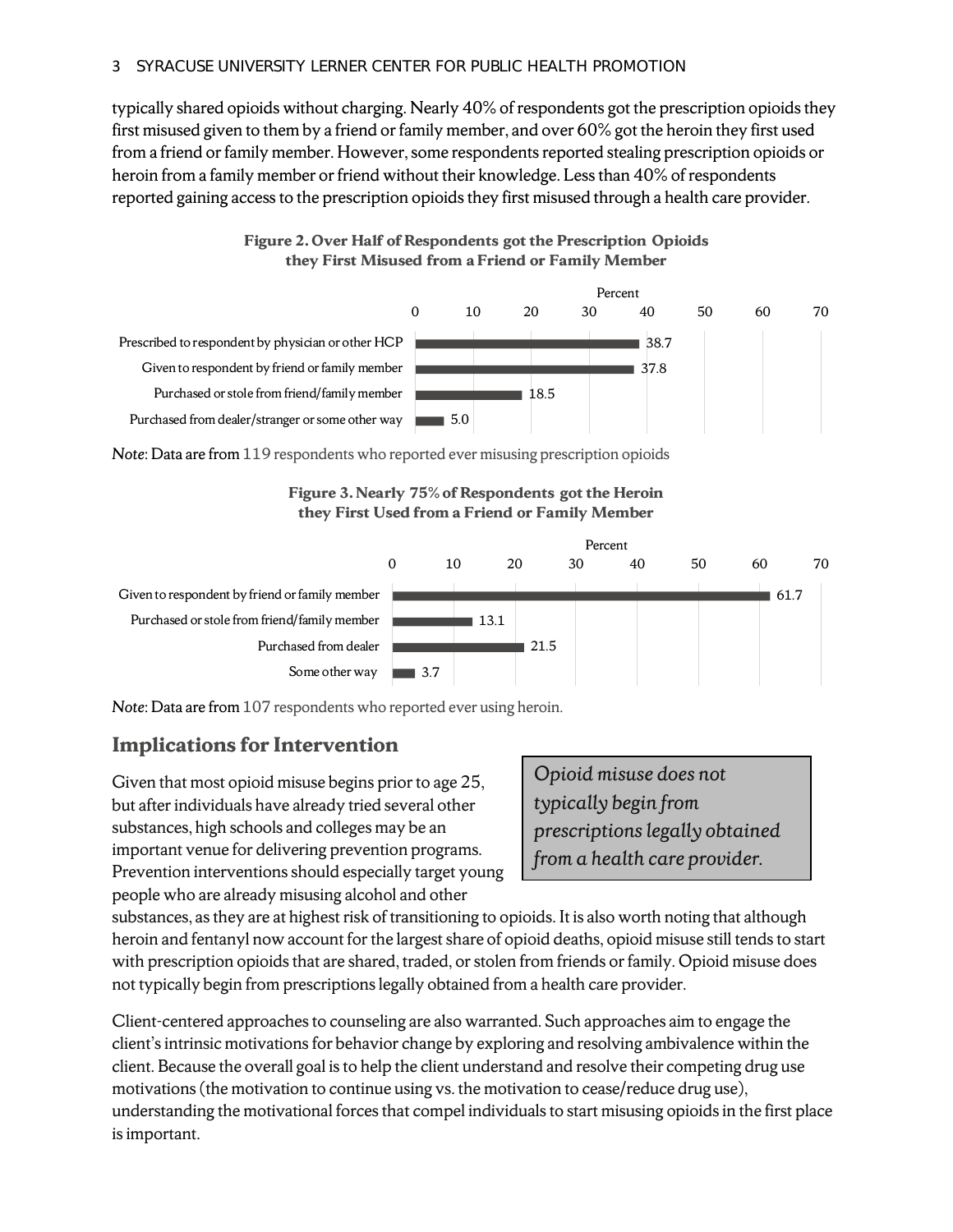typically shared opioids without charging. Nearly 40% of respondents got the prescription opioids they first misused given to them by a friend or family member, and over 60% got the heroin they first used from a friend or family member. However, some respondents reported stealing prescription opioids or heroin from a family member or friend without their knowledge. Less than 40% of respondents reported gaining access to the prescription opioids they first misused through a health care provider.

**Figure 2. Over Half of Respondents got the Prescription Opioids they First Misused from a Friend or Family Member**

| Source | Percent |
|---|---|
| Prescribed to respondent by physician or other HCP | 38.7 |
| Given to respondent by friend or family member | 37.8 |
| Purchased or stole from friend/family member | 18.5 |
| Purchased from dealer/stranger or some other way | 5.0 |

*Note*: Data are from 119 respondents who reported ever misusing prescription opioids

**Figure 3. Nearly 75% of Respondents got the Heroin they First Used from a Friend or Family Member**

| Source | Percent |
|---|---|
| Given to respondent by friend or family member | 61.7 |
| Purchased or stole from friend/family member | 13.1 |
| Purchased from dealer | 21.5 |
| Some other way | 3.7 |

*Note*: Data are from 107 respondents who reported ever using heroin.

## Implications for Intervention

> *Opioid misuse does not typically begin from prescriptions legally obtained from a health care provider.*

Given that most opioid misuse begins prior to age 25, but after individuals have already tried several other substances, high schools and colleges may be an important venue for delivering prevention programs. Prevention interventions should especially target young people who are already misusing alcohol and other substances, as they are at highest risk of transitioning to opioids. It is also worth noting that although heroin and fentanyl now account for the largest share of opioid deaths, opioid misuse still tends to start with prescription opioids that are shared, traded, or stolen from friends or family. Opioid misuse does not typically begin from prescriptions legally obtained from a health care provider.

Client-centered approaches to counseling are also warranted. Such approaches aim to engage the client's intrinsic motivations for behavior change by exploring and resolving ambivalence within the client. Because the overall goal is to help the client understand and resolve their competing drug use motivations (the motivation to continue using vs. the motivation to cease/reduce drug use), understanding the motivational forces that compel individuals to start misusing opioids in the first place is important.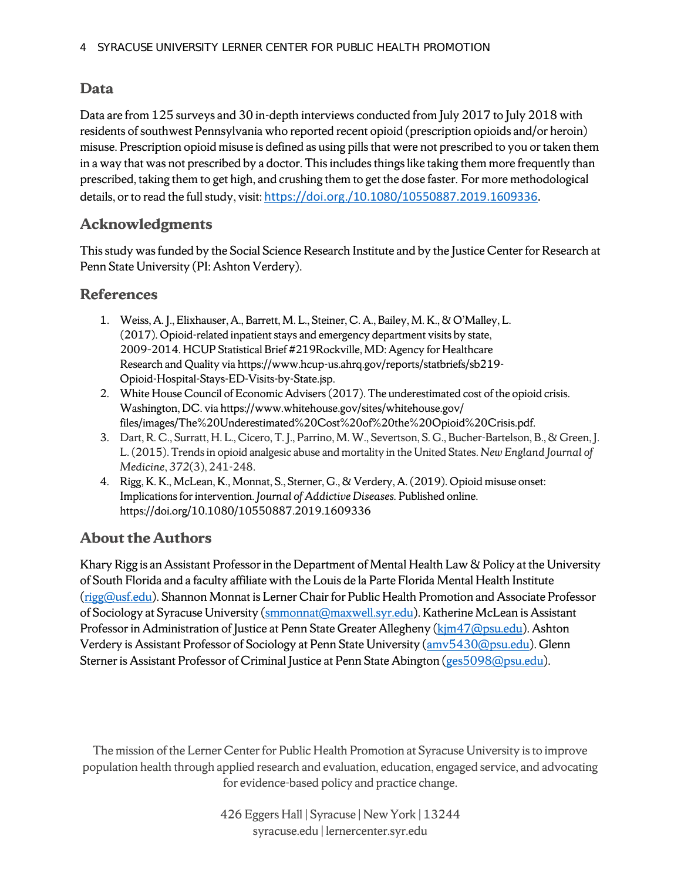## Data

Data are from 125 surveys and 30 in-depth interviews conducted from July 2017 to July 2018 with residents of southwest Pennsylvania who reported recent opioid (prescription opioids and/or heroin) misuse. Prescription opioid misuse is defined as using pills that were not prescribed to you or taken them in a way that was not prescribed by a doctor. This includes things like taking them more frequently than prescribed, taking them to get high, and crushing them to get the dose faster. For more methodological details, or to read the full study, visit: https://doi.org./10.1080/10550887.2019.1609336.

## Acknowledgments

This study was funded by the Social Science Research Institute and by the Justice Center for Research at Penn State University (PI: Ashton Verdery).

## References

1. Weiss, A. J., Elixhauser, A., Barrett, M. L., Steiner, C. A., Bailey, M. K., & O'Malley, L. (2017). Opioid-related inpatient stays and emergency department visits by state, 2009-2014. HCUP Statistical Brief #219Rockville, MD: Agency for Healthcare Research and Quality via https://www.hcup-us.ahrq.gov/reports/statbriefs/sb219-Opioid-Hospital-Stays-ED-Visits-by-State.jsp.
2. White House Council of Economic Advisers (2017). The underestimated cost of the opioid crisis. Washington, DC. via https://www.whitehouse.gov/sites/whitehouse.gov/files/images/The%20Underestimated%20Cost%20of%20the%20Opioid%20Crisis.pdf.
3. Dart, R. C., Surratt, H. L., Cicero, T. J., Parrino, M. W., Severtson, S. G., Bucher-Bartelson, B., & Green, J. L. (2015). Trends in opioid analgesic abuse and mortality in the United States. *New England Journal of Medicine*, 372(3), 241-248.
4. Rigg, K. K., McLean, K., Monnat, S., Sterner, G., & Verdery, A. (2019). Opioid misuse onset: Implications for intervention. *Journal of Addictive Diseases*. Published online. https://doi.org/10.1080/10550887.2019.1609336

## About the Authors

Khary Rigg is an Assistant Professor in the Department of Mental Health Law & Policy at the University of South Florida and a faculty affiliate with the Louis de la Parte Florida Mental Health Institute (rigg@usf.edu). Shannon Monnat is Lerner Chair for Public Health Promotion and Associate Professor of Sociology at Syracuse University (smmonnat@maxwell.syr.edu). Katherine McLean is Assistant Professor in Administration of Justice at Penn State Greater Allegheny (kjm47@psu.edu). Ashton Verdery is Assistant Professor of Sociology at Penn State University (amv5430@psu.edu). Glenn Sterner is Assistant Professor of Criminal Justice at Penn State Abington (ges5098@psu.edu).

The mission of the Lerner Center for Public Health Promotion at Syracuse University is to improve population health through applied research and evaluation, education, engaged service, and advocating for evidence-based policy and practice change.

426 Eggers Hall | Syracuse | New York | 13244
syracuse.edu | lernercenter.syr.edu